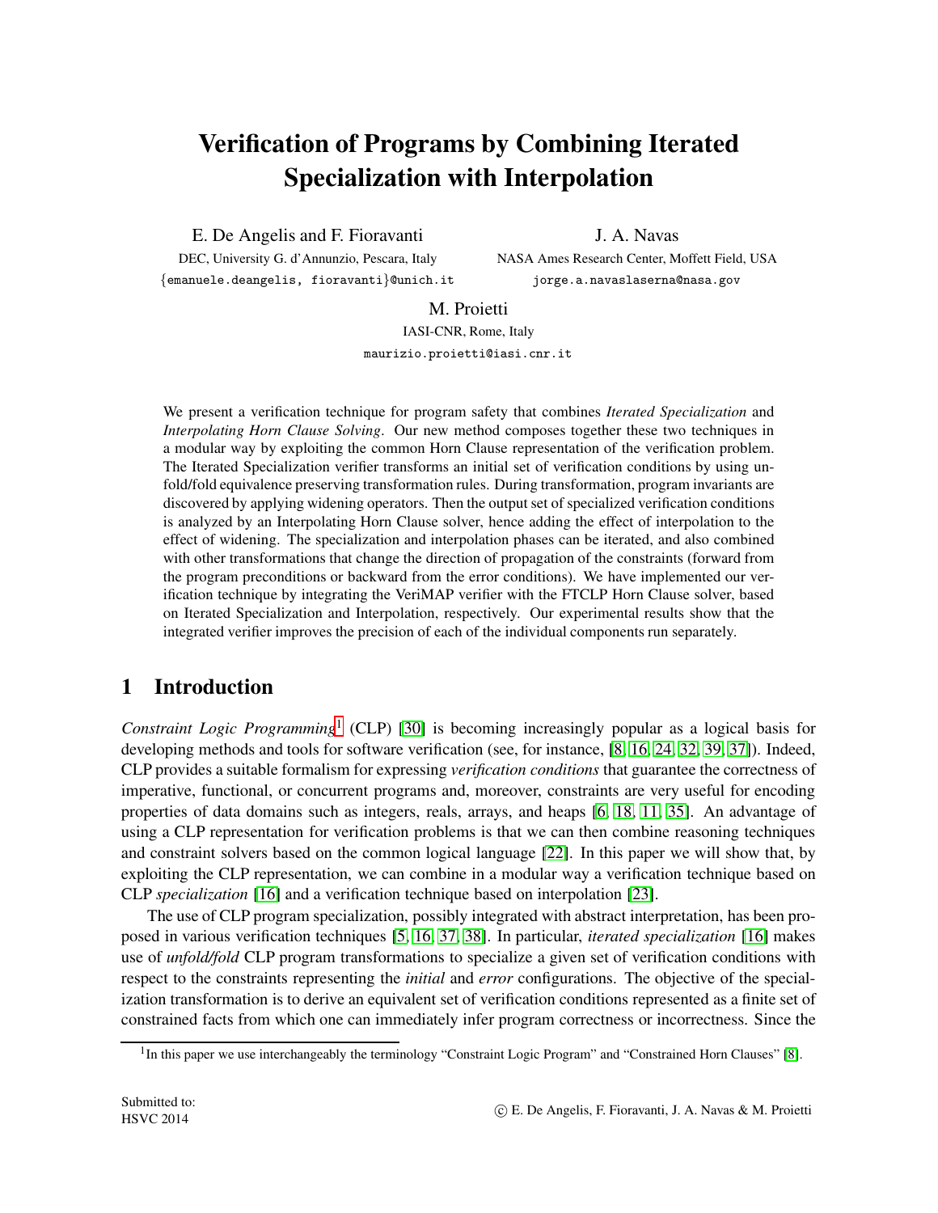# Verification of Programs by Combining Iterated Specialization with Interpolation

E. De Angelis and F. Fioravanti
DEC, University G. d'Annunzio, Pescara, Italy
{emanuele.deangelis, fioravanti}@unich.it

J. A. Navas
NASA Ames Research Center, Moffett Field, USA
jorge.a.navaslaserna@nasa.gov

M. Proietti
IASI-CNR, Rome, Italy
maurizio.proietti@iasi.cnr.it

We present a verification technique for program safety that combines *Iterated Specialization* and *Interpolating Horn Clause Solving*. Our new method composes together these two techniques in a modular way by exploiting the common Horn Clause representation of the verification problem. The Iterated Specialization verifier transforms an initial set of verification conditions by using unfold/fold equivalence preserving transformation rules. During transformation, program invariants are discovered by applying widening operators. Then the output set of specialized verification conditions is analyzed by an Interpolating Horn Clause solver, hence adding the effect of interpolation to the effect of widening. The specialization and interpolation phases can be iterated, and also combined with other transformations that change the direction of propagation of the constraints (forward from the program preconditions or backward from the error conditions). We have implemented our verification technique by integrating the VeriMAP verifier with the FTCLP Horn Clause solver, based on Iterated Specialization and Interpolation, respectively. Our experimental results show that the integrated verifier improves the precision of each of the individual components run separately.

## 1 Introduction

*Constraint Logic Programming*[1] (CLP) [30] is becoming increasingly popular as a logical basis for developing methods and tools for software verification (see, for instance, [8, 16, 24, 32, 39, 37]). Indeed, CLP provides a suitable formalism for expressing *verification conditions* that guarantee the correctness of imperative, functional, or concurrent programs and, moreover, constraints are very useful for encoding properties of data domains such as integers, reals, arrays, and heaps [6, 18, 11, 35]. An advantage of using a CLP representation for verification problems is that we can then combine reasoning techniques and constraint solvers based on the common logical language [22]. In this paper we will show that, by exploiting the CLP representation, we can combine in a modular way a verification technique based on CLP *specialization* [16] and a verification technique based on interpolation [23].

The use of CLP program specialization, possibly integrated with abstract interpretation, has been proposed in various verification techniques [5, 16, 37, 38]. In particular, *iterated specialization* [16] makes use of *unfold/fold* CLP program transformations to specialize a given set of verification conditions with respect to the constraints representing the *initial* and *error* configurations. The objective of the specialization transformation is to derive an equivalent set of verification conditions represented as a finite set of constrained facts from which one can immediately infer program correctness or incorrectness. Since the

[1] In this paper we use interchangeably the terminology "Constraint Logic Program" and "Constrained Horn Clauses" [8].

Submitted to:
HSVC 2014

© E. De Angelis, F. Fioravanti, J. A. Navas & M. Proietti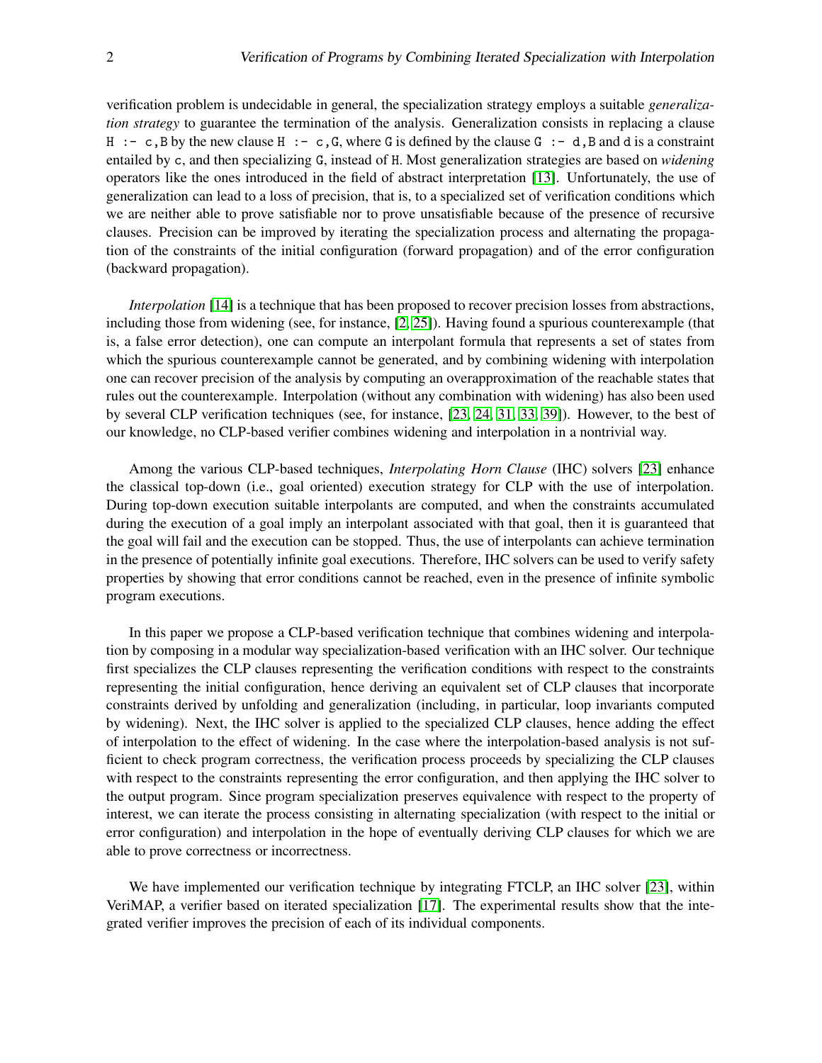verification problem is undecidable in general, the specialization strategy employs a suitable *generalization strategy* to guarantee the termination of the analysis. Generalization consists in replacing a clause `H :- c,B` by the new clause `H :- c,G`, where `G` is defined by the clause `G :- d,B` and `d` is a constraint entailed by `c`, and then specializing `G`, instead of `H`. Most generalization strategies are based on *widening* operators like the ones introduced in the field of abstract interpretation [13]. Unfortunately, the use of generalization can lead to a loss of precision, that is, to a specialized set of verification conditions which we are neither able to prove satisfiable nor to prove unsatisfiable because of the presence of recursive clauses. Precision can be improved by iterating the specialization process and alternating the propagation of the constraints of the initial configuration (forward propagation) and of the error configuration (backward propagation).

*Interpolation* [14] is a technique that has been proposed to recover precision losses from abstractions, including those from widening (see, for instance, [2, 25]). Having found a spurious counterexample (that is, a false error detection), one can compute an interpolant formula that represents a set of states from which the spurious counterexample cannot be generated, and by combining widening with interpolation one can recover precision of the analysis by computing an overapproximation of the reachable states that rules out the counterexample. Interpolation (without any combination with widening) has also been used by several CLP verification techniques (see, for instance, [23, 24, 31, 33, 39]). However, to the best of our knowledge, no CLP-based verifier combines widening and interpolation in a nontrivial way.

Among the various CLP-based techniques, *Interpolating Horn Clause* (IHC) solvers [23] enhance the classical top-down (i.e., goal oriented) execution strategy for CLP with the use of interpolation. During top-down execution suitable interpolants are computed, and when the constraints accumulated during the execution of a goal imply an interpolant associated with that goal, then it is guaranteed that the goal will fail and the execution can be stopped. Thus, the use of interpolants can achieve termination in the presence of potentially infinite goal executions. Therefore, IHC solvers can be used to verify safety properties by showing that error conditions cannot be reached, even in the presence of infinite symbolic program executions.

In this paper we propose a CLP-based verification technique that combines widening and interpolation by composing in a modular way specialization-based verification with an IHC solver. Our technique first specializes the CLP clauses representing the verification conditions with respect to the constraints representing the initial configuration, hence deriving an equivalent set of CLP clauses that incorporate constraints derived by unfolding and generalization (including, in particular, loop invariants computed by widening). Next, the IHC solver is applied to the specialized CLP clauses, hence adding the effect of interpolation to the effect of widening. In the case where the interpolation-based analysis is not sufficient to check program correctness, the verification process proceeds by specializing the CLP clauses with respect to the constraints representing the error configuration, and then applying the IHC solver to the output program. Since program specialization preserves equivalence with respect to the property of interest, we can iterate the process consisting in alternating specialization (with respect to the initial or error configuration) and interpolation in the hope of eventually deriving CLP clauses for which we are able to prove correctness or incorrectness.

We have implemented our verification technique by integrating FTCLP, an IHC solver [23], within VeriMAP, a verifier based on iterated specialization [17]. The experimental results show that the integrated verifier improves the precision of each of its individual components.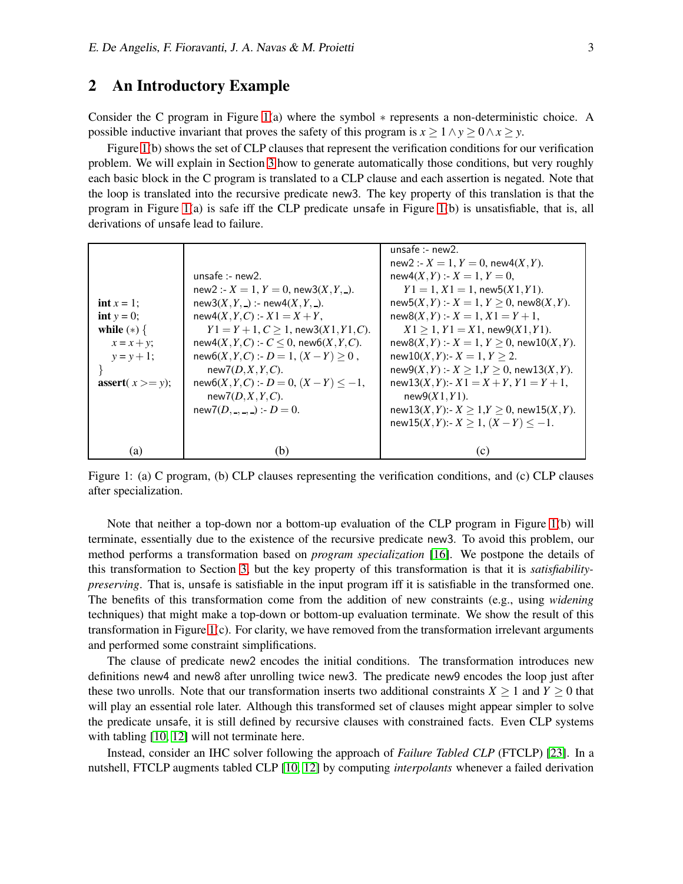## 2 An Introductory Example

Consider the C program in Figure 1(a) where the symbol $*$ represents a non-deterministic choice. A possible inductive invariant that proves the safety of this program is $x \geq 1 \wedge y \geq 0 \wedge x \geq y$.

Figure 1(b) shows the set of CLP clauses that represent the verification conditions for our verification problem. We will explain in Section 3 how to generate automatically those conditions, but very roughly each basic block in the C program is translated to a CLP clause and each assertion is negated. Note that the loop is translated into the recursive predicate new3. The key property of this translation is that the program in Figure 1(a) is safe iff the CLP predicate unsafe in Figure 1(b) is unsatisfiable, that is, all derivations of unsafe lead to failure.

(a)

```
int x = 1;
int y = 0;
while (*) {
  x = x + y;
  y = y + 1;
}
assert( x >= y);
```

(b)

```
unsafe :- new2.
new2 :- X = 1, Y = 0, new3(X,Y,_).
new3(X,Y,_) :- new4(X,Y,_).
new4(X,Y,C) :- X1 = X + Y,
    Y1 = Y + 1, C ≥ 1, new3(X1,Y1,C).
new4(X,Y,C) :- C ≤ 0, new6(X,Y,C).
new6(X,Y,C) :- D = 1, (X − Y) ≥ 0 ,
    new7(D,X,Y,C).
new6(X,Y,C) :- D = 0, (X − Y) ≤ −1,
    new7(D,X,Y,C).
new7(D,_,_,_) :- D = 0.
```

(c)

```
unsafe :- new2.
new2 :- X = 1, Y = 0, new4(X,Y).
new4(X,Y) :- X = 1, Y = 0,
    Y1 = 1, X1 = 1, new5(X1,Y1).
new5(X,Y) :- X = 1, Y ≥ 0, new8(X,Y).
new8(X,Y) :- X = 1, X1 = Y + 1,
    X1 ≥ 1, Y1 = X1, new9(X1,Y1).
new8(X,Y) :- X = 1, Y ≥ 0, new10(X,Y).
new10(X,Y):- X = 1, Y ≥ 2.
new9(X,Y) :- X ≥ 1,Y ≥ 0, new13(X,Y).
new13(X,Y):- X1 = X + Y, Y1 = Y + 1,
    new9(X1,Y1).
new13(X,Y):- X ≥ 1,Y ≥ 0, new15(X,Y).
new15(X,Y):- X ≥ 1, (X − Y) ≤ −1.
```

Figure 1: (a) C program, (b) CLP clauses representing the verification conditions, and (c) CLP clauses after specialization.

Note that neither a top-down nor a bottom-up evaluation of the CLP program in Figure 1(b) will terminate, essentially due to the existence of the recursive predicate new3. To avoid this problem, our method performs a transformation based on *program specialization* [16]. We postpone the details of this transformation to Section 3, but the key property of this transformation is that it is *satisfiability-preserving*. That is, unsafe is satisfiable in the input program iff it is satisfiable in the transformed one. The benefits of this transformation come from the addition of new constraints (e.g., using *widening* techniques) that might make a top-down or bottom-up evaluation terminate. We show the result of this transformation in Figure 1(c). For clarity, we have removed from the transformation irrelevant arguments and performed some constraint simplifications.

The clause of predicate new2 encodes the initial conditions. The transformation introduces new definitions new4 and new8 after unrolling twice new3. The predicate new9 encodes the loop just after these two unrolls. Note that our transformation inserts two additional constraints $X \geq 1$ and $Y \geq 0$ that will play an essential role later. Although this transformed set of clauses might appear simpler to solve the predicate unsafe, it is still defined by recursive clauses with constrained facts. Even CLP systems with tabling [10, 12] will not terminate here.

Instead, consider an IHC solver following the approach of *Failure Tabled CLP* (FTCLP) [23]. In a nutshell, FTCLP augments tabled CLP [10, 12] by computing *interpolants* whenever a failed derivation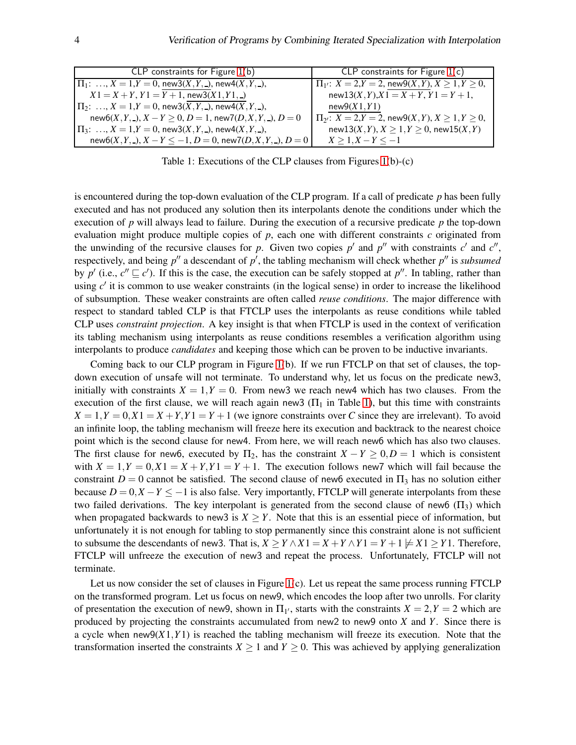| CLP constraints for Figure 1(b) | CLP constraints for Figure 1(c) |
|---|---|
| $\Pi_1$: …, $X=1, Y=0$, $\underline{\mathsf{new3}(X,Y,\_)}$, $\mathsf{new4}(X,Y,\_)$, $X1 = X+Y$, $Y1 = Y+1$, $\underline{\mathsf{new3}(X1,Y1,\_)}$ | $\Pi_{1'}$: $X=2, Y=2$, $\underline{\mathsf{new9}(X,Y)}$, $X \geq 1, Y \geq 0$, $\mathsf{new13}(X,Y)$, $X1 = X+Y$, $Y1 = Y+1$, $\underline{\mathsf{new9}(X1,Y1)}$ |
| $\Pi_2$: …, $X=1, Y=0$, $\mathsf{new3}(X,Y,\_)$, $\mathsf{new4}(X,Y,\_)$, $\mathsf{new6}(X,Y,\_)$, $X-Y \geq 0$, $D=1$, $\mathsf{new7}(D,X,Y,\_)$, $D=0$ | $\Pi_{2'}$: $X=2, Y=2$, $\mathsf{new9}(X,Y)$, $X \geq 1, Y \geq 0$, $\mathsf{new13}(X,Y)$, $X \geq 1, Y \geq 0$, $\mathsf{new15}(X,Y)$ $X \geq 1, X-Y \leq -1$ |
| $\Pi_3$: …, $X=1, Y=0$, $\mathsf{new3}(X,Y,\_)$, $\mathsf{new4}(X,Y,\_)$, $\mathsf{new6}(X,Y,\_)$, $X-Y \leq -1$, $D=0$, $\mathsf{new7}(D,X,Y,\_)$, $D=0$ | |

Table 1: Executions of the CLP clauses from Figures 1(b)-(c)

is encountered during the top-down evaluation of the CLP program. If a call of predicate $p$ has been fully executed and has not produced any solution then its interpolants denote the conditions under which the execution of $p$ will always lead to failure. During the execution of a recursive predicate $p$ the top-down evaluation might produce multiple copies of $p$, each one with different constraints $c$ originated from the unwinding of the recursive clauses for $p$. Given two copies $p'$ and $p''$ with constraints $c'$ and $c''$, respectively, and being $p''$ a descendant of $p'$, the tabling mechanism will check whether $p''$ is *subsumed* by $p'$ (i.e., $c'' \sqsubseteq c'$). If this is the case, the execution can be safely stopped at $p''$. In tabling, rather than using $c'$ it is common to use weaker constraints (in the logical sense) in order to increase the likelihood of subsumption. These weaker constraints are often called *reuse conditions*. The major difference with respect to standard tabled CLP is that FTCLP uses the interpolants as reuse conditions while tabled CLP uses *constraint projection*. A key insight is that when FTCLP is used in the context of verification its tabling mechanism using interpolants as reuse conditions resembles a verification algorithm using interpolants to produce *candidates* and keeping those which can be proven to be inductive invariants.

Coming back to our CLP program in Figure 1(b). If we run FTCLP on that set of clauses, the top-down execution of unsafe will not terminate. To understand why, let us focus on the predicate new3, initially with constraints $X=1, Y=0$. From new3 we reach new4 which has two clauses. From the execution of the first clause, we will reach again new3 ($\Pi_1$ in Table 1), but this time with constraints $X=1, Y=0, X1=X+Y, Y1=Y+1$ (we ignore constraints over $C$ since they are irrelevant). To avoid an infinite loop, the tabling mechanism will freeze here its execution and backtrack to the nearest choice point which is the second clause for new4. From here, we will reach new6 which has also two clauses. The first clause for new6, executed by $\Pi_2$, has the constraint $X-Y \geq 0, D=1$ which is consistent with $X=1, Y=0, X1=X+Y, Y1=Y+1$. The execution follows new7 which will fail because the constraint $D=0$ cannot be satisfied. The second clause of new6 executed in $\Pi_3$ has no solution either because $D=0, X-Y \leq -1$ is also false. Very importantly, FTCLP will generate interpolants from these two failed derivations. The key interpolant is generated from the second clause of new6 ($\Pi_3$) which when propagated backwards to new3 is $X \geq Y$. Note that this is an essential piece of information, but unfortunately it is not enough for tabling to stop permanently since this constraint alone is not sufficient to subsume the descendants of new3. That is, $X \geq Y \wedge X1 = X+Y \wedge Y1 = Y+1 \not\models X1 \geq Y1$. Therefore, FTCLP will unfreeze the execution of new3 and repeat the process. Unfortunately, FTCLP will not terminate.

Let us now consider the set of clauses in Figure 1(c). Let us repeat the same process running FTCLP on the transformed program. Let us focus on new9, which encodes the loop after two unrolls. For clarity of presentation the execution of new9, shown in $\Pi_{1'}$, starts with the constraints $X=2, Y=2$ which are produced by projecting the constraints accumulated from new2 to new9 onto $X$ and $Y$. Since there is a cycle when $\mathsf{new9}(X1,Y1)$ is reached the tabling mechanism will freeze its execution. Note that the transformation inserted the constraints $X \geq 1$ and $Y \geq 0$. This was achieved by applying generalization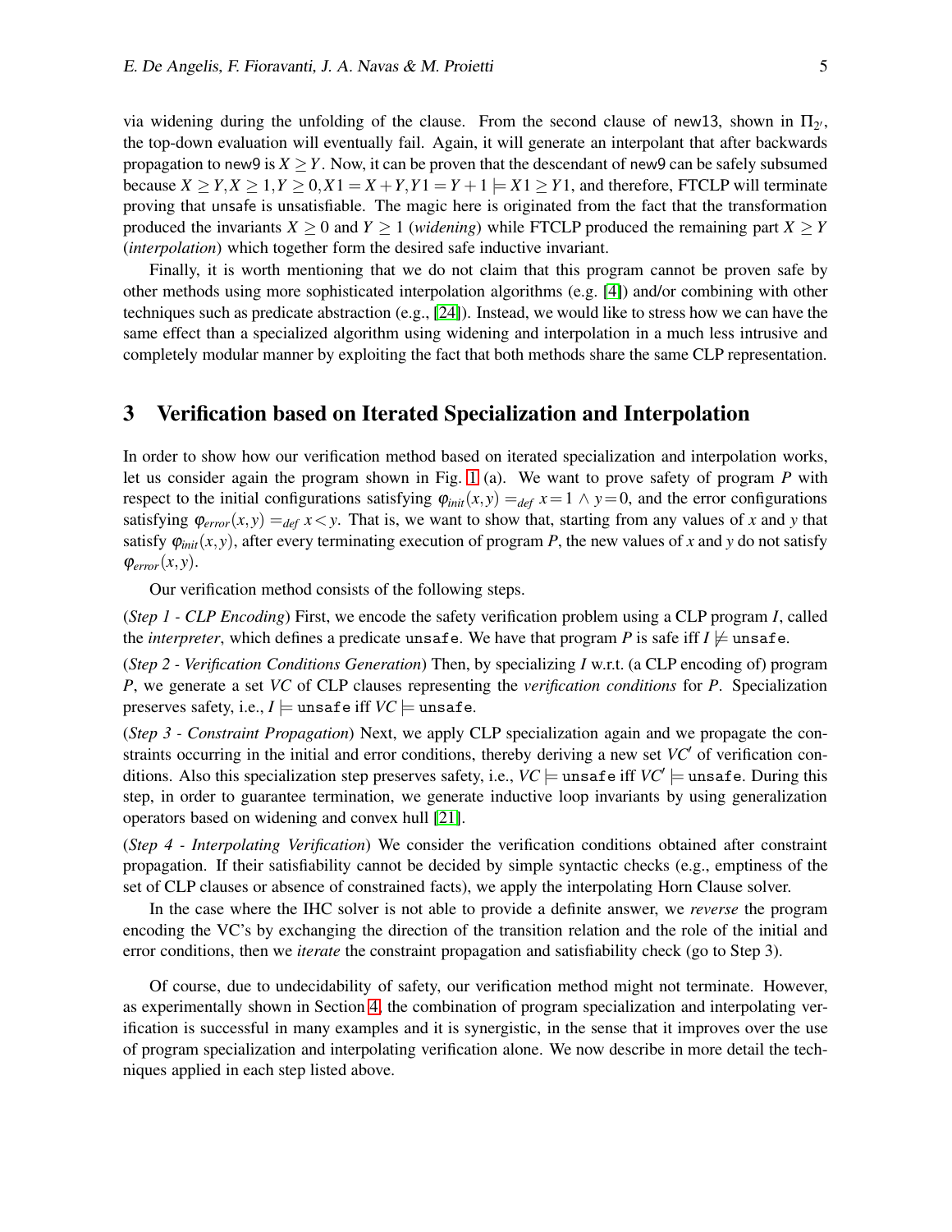via widening during the unfolding of the clause. From the second clause of new13, shown in $\Pi_{2'}$, the top-down evaluation will eventually fail. Again, it will generate an interpolant that after backwards propagation to new9 is $X \geq Y$. Now, it can be proven that the descendant of new9 can be safely subsumed because $X \geq Y, X \geq 1, Y \geq 0, X1 = X+Y, Y1 = Y+1 \models X1 \geq Y1$, and therefore, FTCLP will terminate proving that unsafe is unsatisfiable. The magic here is originated from the fact that the transformation produced the invariants $X \geq 0$ and $Y \geq 1$ (*widening*) while FTCLP produced the remaining part $X \geq Y$ (*interpolation*) which together form the desired safe inductive invariant.

Finally, it is worth mentioning that we do not claim that this program cannot be proven safe by other methods using more sophisticated interpolation algorithms (e.g. [4]) and/or combining with other techniques such as predicate abstraction (e.g., [24]). Instead, we would like to stress how we can have the same effect than a specialized algorithm using widening and interpolation in a much less intrusive and completely modular manner by exploiting the fact that both methods share the same CLP representation.

## 3 Verification based on Iterated Specialization and Interpolation

In order to show how our verification method based on iterated specialization and interpolation works, let us consider again the program shown in Fig. 1 (a). We want to prove safety of program $P$ with respect to the initial configurations satisfying $\varphi_{init}(x,y) =_{def} x=1 \wedge y=0$, and the error configurations satisfying $\varphi_{error}(x,y) =_{def} x<y$. That is, we want to show that, starting from any values of $x$ and $y$ that satisfy $\varphi_{init}(x,y)$, after every terminating execution of program $P$, the new values of $x$ and $y$ do not satisfy $\varphi_{error}(x,y)$.

Our verification method consists of the following steps.

(*Step 1 - CLP Encoding*) First, we encode the safety verification problem using a CLP program $I$, called the *interpreter*, which defines a predicate `unsafe`. We have that program $P$ is safe iff $I \not\models$ `unsafe`.

(*Step 2 - Verification Conditions Generation*) Then, by specializing $I$ w.r.t. (a CLP encoding of) program $P$, we generate a set $VC$ of CLP clauses representing the *verification conditions* for $P$. Specialization preserves safety, i.e., $I \models$ `unsafe` iff $VC \models$ `unsafe`.

(*Step 3 - Constraint Propagation*) Next, we apply CLP specialization again and we propagate the constraints occurring in the initial and error conditions, thereby deriving a new set $VC'$ of verification conditions. Also this specialization step preserves safety, i.e., $VC \models$ `unsafe` iff $VC' \models$ `unsafe`. During this step, in order to guarantee termination, we generate inductive loop invariants by using generalization operators based on widening and convex hull [21].

(*Step 4 - Interpolating Verification*) We consider the verification conditions obtained after constraint propagation. If their satisfiability cannot be decided by simple syntactic checks (e.g., emptiness of the set of CLP clauses or absence of constrained facts), we apply the interpolating Horn Clause solver.

In the case where the IHC solver is not able to provide a definite answer, we *reverse* the program encoding the VC's by exchanging the direction of the transition relation and the role of the initial and error conditions, then we *iterate* the constraint propagation and satisfiability check (go to Step 3).

Of course, due to undecidability of safety, our verification method might not terminate. However, as experimentally shown in Section 4, the combination of program specialization and interpolating verification is successful in many examples and it is synergistic, in the sense that it improves over the use of program specialization and interpolating verification alone. We now describe in more detail the techniques applied in each step listed above.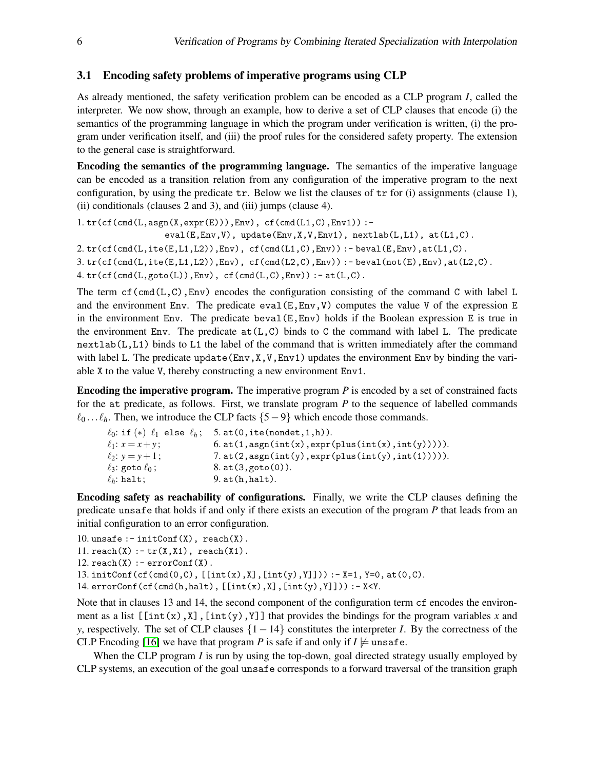### 3.1 Encoding safety problems of imperative programs using CLP

As already mentioned, the safety verification problem can be encoded as a CLP program $I$, called the interpreter. We now show, through an example, how to derive a set of CLP clauses that encode (i) the semantics of the programming language in which the program under verification is written, (i) the program under verification itself, and (iii) the proof rules for the considered safety property. The extension to the general case is straightforward.

**Encoding the semantics of the programming language.** The semantics of the imperative language can be encoded as a transition relation from any configuration of the imperative program to the next configuration, by using the predicate `tr`. Below we list the clauses of `tr` for (i) assignments (clause 1), (ii) conditionals (clauses 2 and 3), and (iii) jumps (clause 4).

```
1. tr(cf(cmd(L,asgn(X,expr(E))),Env), cf(cmd(L1,C),Env1)) :-
                eval(E,Env,V), update(Env,X,V,Env1), nextlab(L,L1), at(L1,C).
2. tr(cf(cmd(L,ite(E,L1,L2)),Env), cf(cmd(L1,C),Env)) :- beval(E,Env),at(L1,C).
3. tr(cf(cmd(L,ite(E,L1,L2)),Env), cf(cmd(L2,C),Env)) :- beval(not(E),Env),at(L2,C).
4. tr(cf(cmd(L,goto(L)),Env), cf(cmd(L,C),Env)) :- at(L,C).
```

The term `cf(cmd(L,C),Env)` encodes the configuration consisting of the command `C` with label `L` and the environment `Env`. The predicate `eval(E,Env,V)` computes the value `V` of the expression `E` in the environment `Env`. The predicate `beval(E,Env)` holds if the Boolean expression `E` is true in the environment `Env`. The predicate `at(L,C)` binds to `C` the command with label `L`. The predicate `nextlab(L,L1)` binds to `L1` the label of the command that is written immediately after the command with label `L`. The predicate `update(Env,X,V,Env1)` updates the environment `Env` by binding the variable `X` to the value `V`, thereby constructing a new environment `Env1`.

**Encoding the imperative program.** The imperative program $P$ is encoded by a set of constrained facts for the `at` predicate, as follows. First, we translate program $P$ to the sequence of labelled commands $\ell_0 \ldots \ell_h$. Then, we introduce the CLP facts $\{5-9\}$ which encode those commands.

| | |
|---|---|
| $\ell_0$: `if` $(*)$ $\ell_1$ `else` $\ell_h$; | `5. at(0,ite(nondet,1,h)).` |
| $\ell_1$: $x = x+y$; | `6. at(1,asgn(int(x),expr(plus(int(x),int(y))))).` |
| $\ell_2$: $y = y+1$; | `7. at(2,asgn(int(y),expr(plus(int(y),int(1))))).` |
| $\ell_3$: `goto` $\ell_0$; | `8. at(3,goto(0)).` |
| $\ell_h$: `halt`; | `9. at(h,halt).` |

**Encoding safety as reachability of configurations.** Finally, we write the CLP clauses defining the predicate `unsafe` that holds if and only if there exists an execution of the program $P$ that leads from an initial configuration to an error configuration.

```
10. unsafe :- initConf(X), reach(X).
11. reach(X) :- tr(X,X1), reach(X1).
12. reach(X) :- errorConf(X).
13. initConf(cf(cmd(0,C), [[int(x),X],[int(y),Y]])) :- X=1, Y=0, at(0,C).
14. errorConf(cf(cmd(h,halt), [[int(x),X],[int(y),Y]])) :- X<Y.
```

Note that in clauses 13 and 14, the second component of the configuration term `cf` encodes the environment as a list `[[int(x),X],[int(y),Y]]` that provides the bindings for the program variables $x$ and $y$, respectively. The set of CLP clauses $\{1-14\}$ constitutes the interpreter $I$. By the correctness of the CLP Encoding [16] we have that program $P$ is safe if and only if $I \not\models$ `unsafe`.

When the CLP program $I$ is run by using the top-down, goal directed strategy usually employed by CLP systems, an execution of the goal `unsafe` corresponds to a forward traversal of the transition graph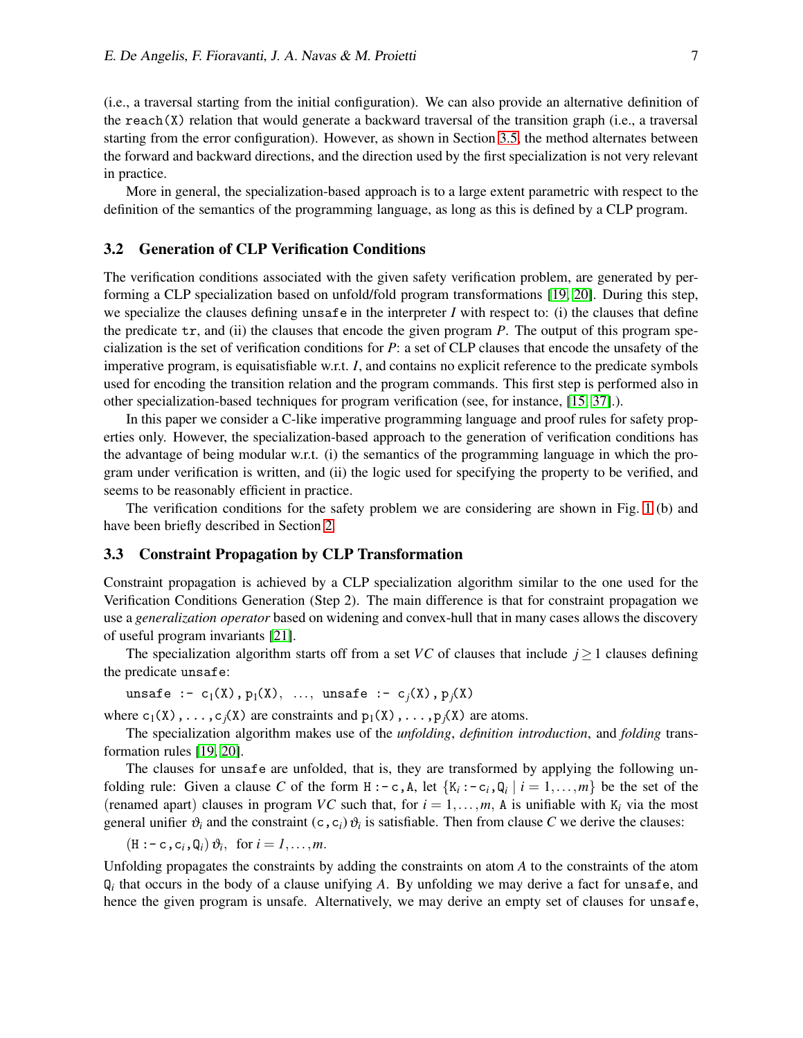(i.e., a traversal starting from the initial configuration). We can also provide an alternative definition of the `reach(X)` relation that would generate a backward traversal of the transition graph (i.e., a traversal starting from the error configuration). However, as shown in Section 3.5, the method alternates between the forward and backward directions, and the direction used by the first specialization is not very relevant in practice.

More in general, the specialization-based approach is to a large extent parametric with respect to the definition of the semantics of the programming language, as long as this is defined by a CLP program.

### 3.2 Generation of CLP Verification Conditions

The verification conditions associated with the given safety verification problem, are generated by performing a CLP specialization based on unfold/fold program transformations [19, 20]. During this step, we specialize the clauses defining `unsafe` in the interpreter $I$ with respect to: (i) the clauses that define the predicate `tr`, and (ii) the clauses that encode the given program $P$. The output of this program specialization is the set of verification conditions for $P$: a set of CLP clauses that encode the unsafety of the imperative program, is equisatisfiable w.r.t. $I$, and contains no explicit reference to the predicate symbols used for encoding the transition relation and the program commands. This first step is performed also in other specialization-based techniques for program verification (see, for instance, [15, 37].).

In this paper we consider a C-like imperative programming language and proof rules for safety properties only. However, the specialization-based approach to the generation of verification conditions has the advantage of being modular w.r.t. (i) the semantics of the programming language in which the program under verification is written, and (ii) the logic used for specifying the property to be verified, and seems to be reasonably efficient in practice.

The verification conditions for the safety problem we are considering are shown in Fig. 1 (b) and have been briefly described in Section 2.

### 3.3 Constraint Propagation by CLP Transformation

Constraint propagation is achieved by a CLP specialization algorithm similar to the one used for the Verification Conditions Generation (Step 2). The main difference is that for constraint propagation we use a *generalization operator* based on widening and convex-hull that in many cases allows the discovery of useful program invariants [21].

The specialization algorithm starts off from a set $VC$ of clauses that include $j \geq 1$ clauses defining the predicate `unsafe`:

`unsafe :-` $\mathtt{c}_1$`(X),`$\mathtt{p}_1$`(X),` ..., `unsafe :-` $\mathtt{c}_j$`(X),`$\mathtt{p}_j$`(X)`

where $\mathtt{c}_1$`(X),...,`$\mathtt{c}_j$`(X)` are constraints and $\mathtt{p}_1$`(X),...,`$\mathtt{p}_j$`(X)` are atoms.

The specialization algorithm makes use of the *unfolding*, *definition introduction*, and *folding* transformation rules [19, 20].

The clauses for `unsafe` are unfolded, that is, they are transformed by applying the following unfolding rule: Given a clause $C$ of the form `H :- c,A`, let $\{\mathtt{K}_i \,\mathtt{:-}\, \mathtt{c}_i, \mathtt{Q}_i \mid i = 1,\ldots,m\}$ be the set of the (renamed apart) clauses in program $VC$ such that, for $i = 1,\ldots,m$, `A` is unifiable with $\mathtt{K}_i$ via the most general unifier $\vartheta_i$ and the constraint $(\mathtt{c},\mathtt{c}_i)\,\vartheta_i$ is satisfiable. Then from clause $C$ we derive the clauses:

$(\mathtt{H} \,\mathtt{:-}\, \mathtt{c}, \mathtt{c}_i, \mathtt{Q}_i)\,\vartheta_i$, for $i = 1,\ldots,m$.

Unfolding propagates the constraints by adding the constraints on atom $A$ to the constraints of the atom $\mathtt{Q}_i$ that occurs in the body of a clause unifying $A$. By unfolding we may derive a fact for `unsafe`, and hence the given program is unsafe. Alternatively, we may derive an empty set of clauses for `unsafe`,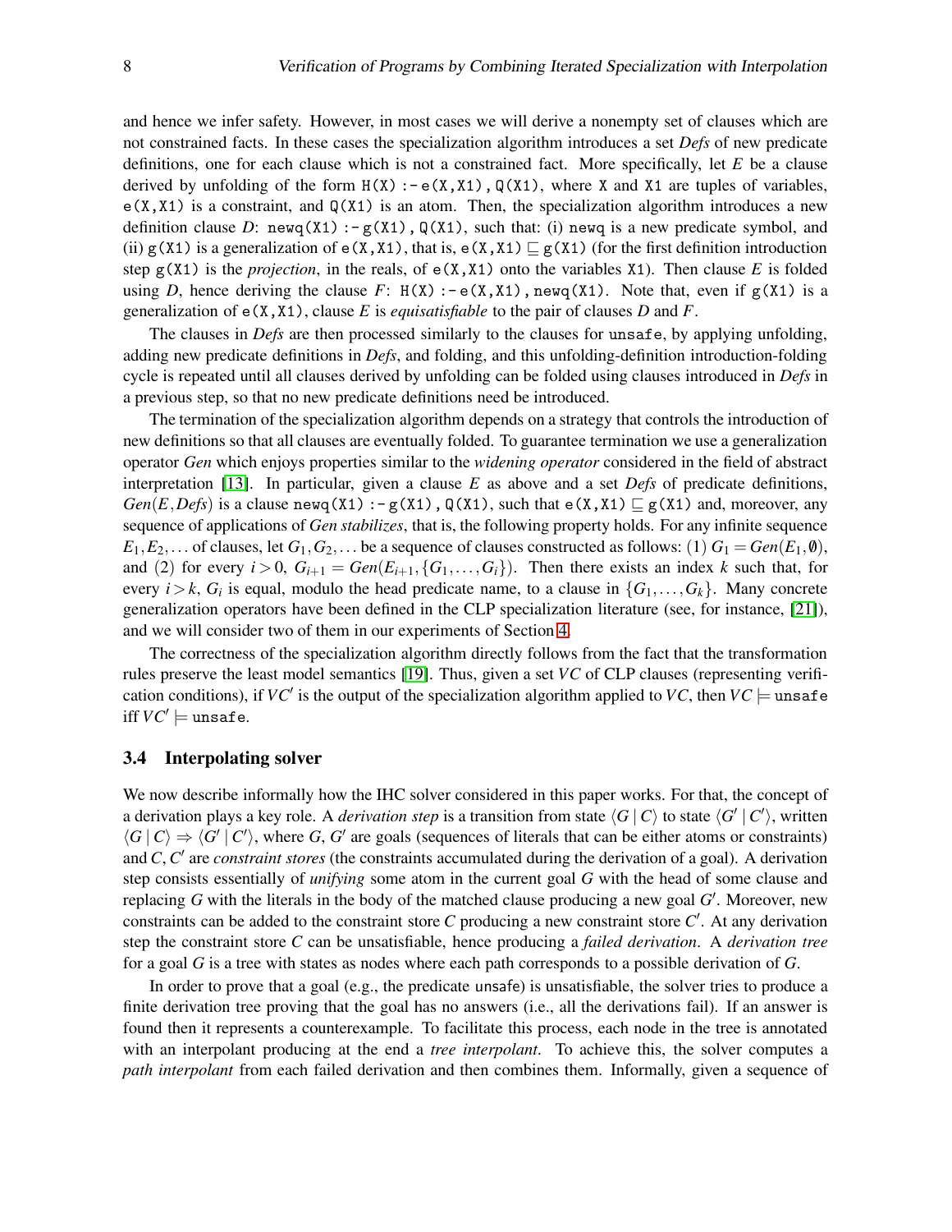and hence we infer safety. However, in most cases we will derive a nonempty set of clauses which are not constrained facts. In these cases the specialization algorithm introduces a set *Defs* of new predicate definitions, one for each clause which is not a constrained fact. More specifically, let $E$ be a clause derived by unfolding of the form `H(X) :- e(X,X1), Q(X1)`, where `X` and `X1` are tuples of variables, `e(X,X1)` is a constraint, and `Q(X1)` is an atom. Then, the specialization algorithm introduces a new definition clause $D$: `newq(X1) :- g(X1), Q(X1)`, such that: (i) `newq` is a new predicate symbol, and (ii) `g(X1)` is a generalization of `e(X,X1)`, that is, `e(X,X1)` $\sqsubseteq$ `g(X1)` (for the first definition introduction step `g(X1)` is the *projection*, in the reals, of `e(X,X1)` onto the variables `X1`). Then clause $E$ is folded using $D$, hence deriving the clause $F$: `H(X) :- e(X,X1), newq(X1)`. Note that, even if `g(X1)` is a generalization of `e(X,X1)`, clause $E$ is *equisatisfiable* to the pair of clauses $D$ and $F$.

The clauses in *Defs* are then processed similarly to the clauses for `unsafe`, by applying unfolding, adding new predicate definitions in *Defs*, and folding, and this unfolding-definition introduction-folding cycle is repeated until all clauses derived by unfolding can be folded using clauses introduced in *Defs* in a previous step, so that no new predicate definitions need be introduced.

The termination of the specialization algorithm depends on a strategy that controls the introduction of new definitions so that all clauses are eventually folded. To guarantee termination we use a generalization operator *Gen* which enjoys properties similar to the *widening operator* considered in the field of abstract interpretation [13]. In particular, given a clause $E$ as above and a set *Defs* of predicate definitions, $Gen(E, Defs)$ is a clause `newq(X1) :- g(X1), Q(X1)`, such that `e(X,X1)` $\sqsubseteq$ `g(X1)` and, moreover, any sequence of applications of *Gen stabilizes*, that is, the following property holds. For any infinite sequence $E_1, E_2, \ldots$ of clauses, let $G_1, G_2, \ldots$ be a sequence of clauses constructed as follows: (1) $G_1 = Gen(E_1, \emptyset)$, and (2) for every $i > 0$, $G_{i+1} = Gen(E_{i+1}, \{G_1, \ldots, G_i\})$. Then there exists an index $k$ such that, for every $i > k$, $G_i$ is equal, modulo the head predicate name, to a clause in $\{G_1, \ldots, G_k\}$. Many concrete generalization operators have been defined in the CLP specialization literature (see, for instance, [21]), and we will consider two of them in our experiments of Section 4.

The correctness of the specialization algorithm directly follows from the fact that the transformation rules preserve the least model semantics [19]. Thus, given a set $VC$ of CLP clauses (representing verification conditions), if $VC'$ is the output of the specialization algorithm applied to $VC$, then $VC \models$ `unsafe` iff $VC' \models$ `unsafe`.

### 3.4 Interpolating solver

We now describe informally how the IHC solver considered in this paper works. For that, the concept of a derivation plays a key role. A *derivation step* is a transition from state $\langle G \mid C \rangle$ to state $\langle G' \mid C' \rangle$, written $\langle G \mid C \rangle \Rightarrow \langle G' \mid C' \rangle$, where $G$, $G'$ are goals (sequences of literals that can be either atoms or constraints) and $C$, $C'$ are *constraint stores* (the constraints accumulated during the derivation of a goal). A derivation step consists essentially of *unifying* some atom in the current goal $G$ with the head of some clause and replacing $G$ with the literals in the body of the matched clause producing a new goal $G'$. Moreover, new constraints can be added to the constraint store $C$ producing a new constraint store $C'$. At any derivation step the constraint store $C$ can be unsatisfiable, hence producing a *failed derivation*. A *derivation tree* for a goal $G$ is a tree with states as nodes where each path corresponds to a possible derivation of $G$.

In order to prove that a goal (e.g., the predicate unsafe) is unsatisfiable, the solver tries to produce a finite derivation tree proving that the goal has no answers (i.e., all the derivations fail). If an answer is found then it represents a counterexample. To facilitate this process, each node in the tree is annotated with an interpolant producing at the end a *tree interpolant*. To achieve this, the solver computes a *path interpolant* from each failed derivation and then combines them. Informally, given a sequence of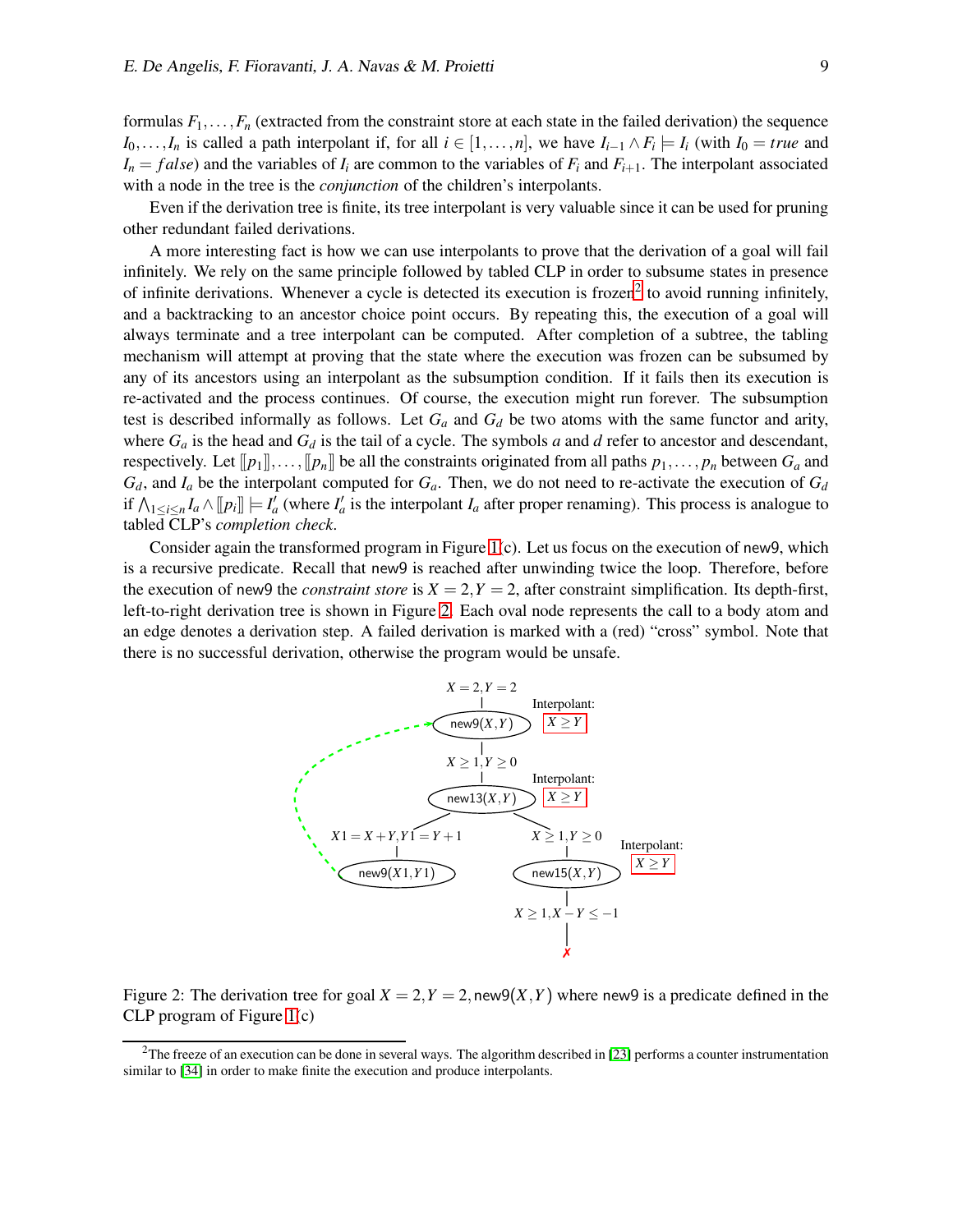formulas $F_1,\ldots,F_n$ (extracted from the constraint store at each state in the failed derivation) the sequence $I_0,\ldots,I_n$ is called a path interpolant if, for all $i \in [1,\ldots,n]$, we have $I_{i-1} \wedge F_i \models I_i$ (with $I_0 = true$ and $I_n = false$) and the variables of $I_i$ are common to the variables of $F_i$ and $F_{i+1}$. The interpolant associated with a node in the tree is the *conjunction* of the children's interpolants.

Even if the derivation tree is finite, its tree interpolant is very valuable since it can be used for pruning other redundant failed derivations.

A more interesting fact is how we can use interpolants to prove that the derivation of a goal will fail infinitely. We rely on the same principle followed by tabled CLP in order to subsume states in presence of infinite derivations. Whenever a cycle is detected its execution is frozen[2] to avoid running infinitely, and a backtracking to an ancestor choice point occurs. By repeating this, the execution of a goal will always terminate and a tree interpolant can be computed. After completion of a subtree, the tabling mechanism will attempt at proving that the state where the execution was frozen can be subsumed by any of its ancestors using an interpolant as the subsumption condition. If it fails then its execution is re-activated and the process continues. Of course, the execution might run forever. The subsumption test is described informally as follows. Let $G_a$ and $G_d$ be two atoms with the same functor and arity, where $G_a$ is the head and $G_d$ is the tail of a cycle. The symbols $a$ and $d$ refer to ancestor and descendant, respectively. Let $[\![p_1]\!],\ldots,[\![p_n]\!]$ be all the constraints originated from all paths $p_1,\ldots,p_n$ between $G_a$ and $G_d$, and $I_a$ be the interpolant computed for $G_a$. Then, we do not need to re-activate the execution of $G_d$ if $\bigwedge_{1\leq i\leq n} I_a \wedge [\![p_i]\!] \models I'_a$ (where $I'_a$ is the interpolant $I_a$ after proper renaming). This process is analogue to tabled CLP's *completion check*.

Consider again the transformed program in Figure 1(c). Let us focus on the execution of new9, which is a recursive predicate. Recall that new9 is reached after unwinding twice the loop. Therefore, before the execution of new9 the *constraint store* is $X = 2, Y = 2$, after constraint simplification. Its depth-first, left-to-right derivation tree is shown in Figure 2. Each oval node represents the call to a body atom and an edge denotes a derivation step. A failed derivation is marked with a (red) "cross" symbol. Note that there is no successful derivation, otherwise the program would be unsafe.

Figure 2: The derivation tree for goal $X = 2, Y = 2, \mathsf{new9}(X,Y)$ where new9 is a predicate defined in the CLP program of Figure 1(c)

[2] The freeze of an execution can be done in several ways. The algorithm described in [23] performs a counter instrumentation similar to [34] in order to make finite the execution and produce interpolants.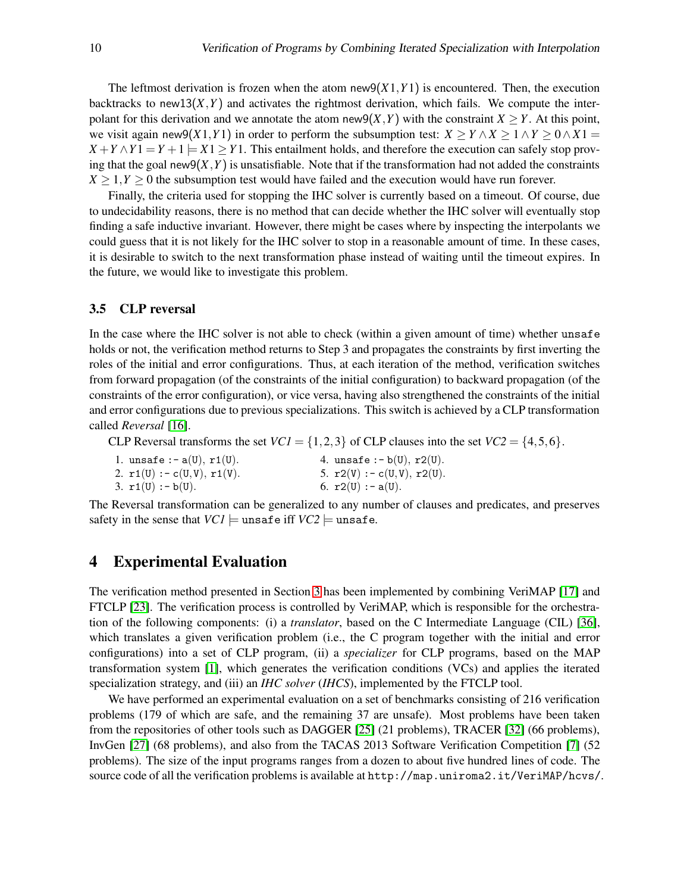The leftmost derivation is frozen when the atom new9$(X1,Y1)$ is encountered. Then, the execution backtracks to new13$(X,Y)$ and activates the rightmost derivation, which fails. We compute the interpolant for this derivation and we annotate the atom new9$(X,Y)$ with the constraint $X \geq Y$. At this point, we visit again new9$(X1,Y1)$ in order to perform the subsumption test: $X \geq Y \wedge X \geq 1 \wedge Y \geq 0 \wedge X1 = X+Y \wedge Y1 = Y+1 \models X1 \geq Y1$. This entailment holds, and therefore the execution can safely stop proving that the goal new9$(X,Y)$ is unsatisfiable. Note that if the transformation had not added the constraints $X \geq 1, Y \geq 0$ the subsumption test would have failed and the execution would have run forever.

Finally, the criteria used for stopping the IHC solver is currently based on a timeout. Of course, due to undecidability reasons, there is no method that can decide whether the IHC solver will eventually stop finding a safe inductive invariant. However, there might be cases where by inspecting the interpolants we could guess that it is not likely for the IHC solver to stop in a reasonable amount of time. In these cases, it is desirable to switch to the next transformation phase instead of waiting until the timeout expires. In the future, we would like to investigate this problem.

### 3.5 CLP reversal

In the case where the IHC solver is not able to check (within a given amount of time) whether `unsafe` holds or not, the verification method returns to Step 3 and propagates the constraints by first inverting the roles of the initial and error configurations. Thus, at each iteration of the method, verification switches from forward propagation (of the constraints of the initial configuration) to backward propagation (of the constraints of the error configuration), or vice versa, having also strengthened the constraints of the initial and error configurations due to previous specializations. This switch is achieved by a CLP transformation called *Reversal* [16].

CLP Reversal transforms the set $VC1 = \{1,2,3\}$ of CLP clauses into the set $VC2 = \{4,5,6\}$.

```
1. unsafe :- a(U), r1(U).            4. unsafe :- b(U), r2(U).
2. r1(U) :- c(U,V), r1(V).           5. r2(V) :- c(U,V), r2(U).
3. r1(U) :- b(U).                    6. r2(U) :- a(U).
```

The Reversal transformation can be generalized to any number of clauses and predicates, and preserves safety in the sense that $VC1 \models$ `unsafe` iff $VC2 \models$ `unsafe`.

## 4 Experimental Evaluation

The verification method presented in Section 3 has been implemented by combining VeriMAP [17] and FTCLP [23]. The verification process is controlled by VeriMAP, which is responsible for the orchestration of the following components: (i) a *translator*, based on the C Intermediate Language (CIL) [36], which translates a given verification problem (i.e., the C program together with the initial and error configurations) into a set of CLP program, (ii) a *specializer* for CLP programs, based on the MAP transformation system [1], which generates the verification conditions (VCs) and applies the iterated specialization strategy, and (iii) an *IHC solver* (*IHCS*), implemented by the FTCLP tool.

We have performed an experimental evaluation on a set of benchmarks consisting of 216 verification problems (179 of which are safe, and the remaining 37 are unsafe). Most problems have been taken from the repositories of other tools such as DAGGER [25] (21 problems), TRACER [32] (66 problems), InvGen [27] (68 problems), and also from the TACAS 2013 Software Verification Competition [7] (52 problems). The size of the input programs ranges from a dozen to about five hundred lines of code. The source code of all the verification problems is available at `http://map.uniroma2.it/VeriMAP/hcvs/`.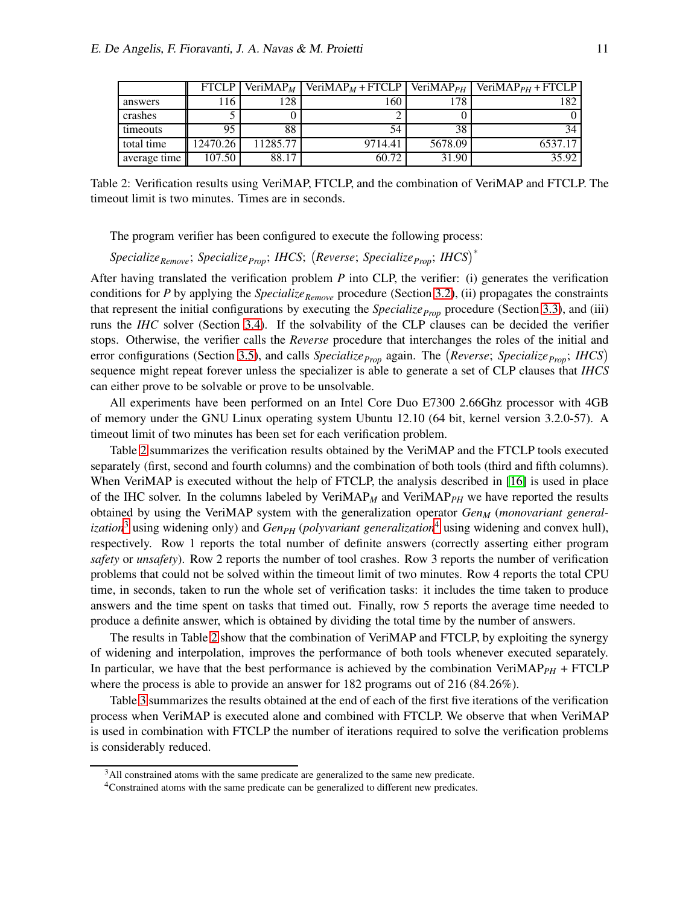| | FTCLP | VeriMAP$_M$ | VeriMAP$_M$ + FTCLP | VeriMAP$_{PH}$ | VeriMAP$_{PH}$ + FTCLP |
|---|---|---|---|---|---|
| answers | 116 | 128 | 160 | 178 | 182 |
| crashes | 5 | 0 | 2 | 0 | 0 |
| timeouts | 95 | 88 | 54 | 38 | 34 |
| total time | 12470.26 | 11285.77 | 9714.41 | 5678.09 | 6537.17 |
| average time | 107.50 | 88.17 | 60.72 | 31.90 | 35.92 |

Table 2: Verification results using VeriMAP, FTCLP, and the combination of VeriMAP and FTCLP. The timeout limit is two minutes. Times are in seconds.

The program verifier has been configured to execute the following process:

$$Specialize_{Remove};\ Specialize_{Prop};\ IHCS;\ \big(Reverse;\ Specialize_{Prop};\ IHCS\big)^*$$

After having translated the verification problem $P$ into CLP, the verifier: (i) generates the verification conditions for $P$ by applying the $Specialize_{Remove}$ procedure (Section 3.2), (ii) propagates the constraints that represent the initial configurations by executing the $Specialize_{Prop}$ procedure (Section 3.3), and (iii) runs the *IHC* solver (Section 3.4). If the solvability of the CLP clauses can be decided the verifier stops. Otherwise, the verifier calls the *Reverse* procedure that interchanges the roles of the initial and error configurations (Section 3.5), and calls $Specialize_{Prop}$ again. The $\big(Reverse;\ Specialize_{Prop};\ IHCS\big)$ sequence might repeat forever unless the specializer is able to generate a set of CLP clauses that *IHCS* can either prove to be solvable or prove to be unsolvable.

All experiments have been performed on an Intel Core Duo E7300 2.66Ghz processor with 4GB of memory under the GNU Linux operating system Ubuntu 12.10 (64 bit, kernel version 3.2.0-57). A timeout limit of two minutes has been set for each verification problem.

Table 2 summarizes the verification results obtained by the VeriMAP and the FTCLP tools executed separately (first, second and fourth columns) and the combination of both tools (third and fifth columns). When VeriMAP is executed without the help of FTCLP, the analysis described in [16] is used in place of the IHC solver. In the columns labeled by VeriMAP$_M$ and VeriMAP$_{PH}$ we have reported the results obtained by using the VeriMAP system with the generalization operator $Gen_M$ (*monovariant generalization*[3] using widening only) and $Gen_{PH}$ (*polyvariant generalization*[4] using widening and convex hull), respectively. Row 1 reports the total number of definite answers (correctly asserting either program *safety* or *unsafety*). Row 2 reports the number of tool crashes. Row 3 reports the number of verification problems that could not be solved within the timeout limit of two minutes. Row 4 reports the total CPU time, in seconds, taken to run the whole set of verification tasks: it includes the time taken to produce answers and the time spent on tasks that timed out. Finally, row 5 reports the average time needed to produce a definite answer, which is obtained by dividing the total time by the number of answers.

The results in Table 2 show that the combination of VeriMAP and FTCLP, by exploiting the synergy of widening and interpolation, improves the performance of both tools whenever executed separately. In particular, we have that the best performance is achieved by the combination VeriMAP$_{PH}$ + FTCLP where the process is able to provide an answer for 182 programs out of 216 (84.26%).

Table 3 summarizes the results obtained at the end of each of the first five iterations of the verification process when VeriMAP is executed alone and combined with FTCLP. We observe that when VeriMAP is used in combination with FTCLP the number of iterations required to solve the verification problems is considerably reduced.

[3] All constrained atoms with the same predicate are generalized to the same new predicate.

[4] Constrained atoms with the same predicate can be generalized to different new predicates.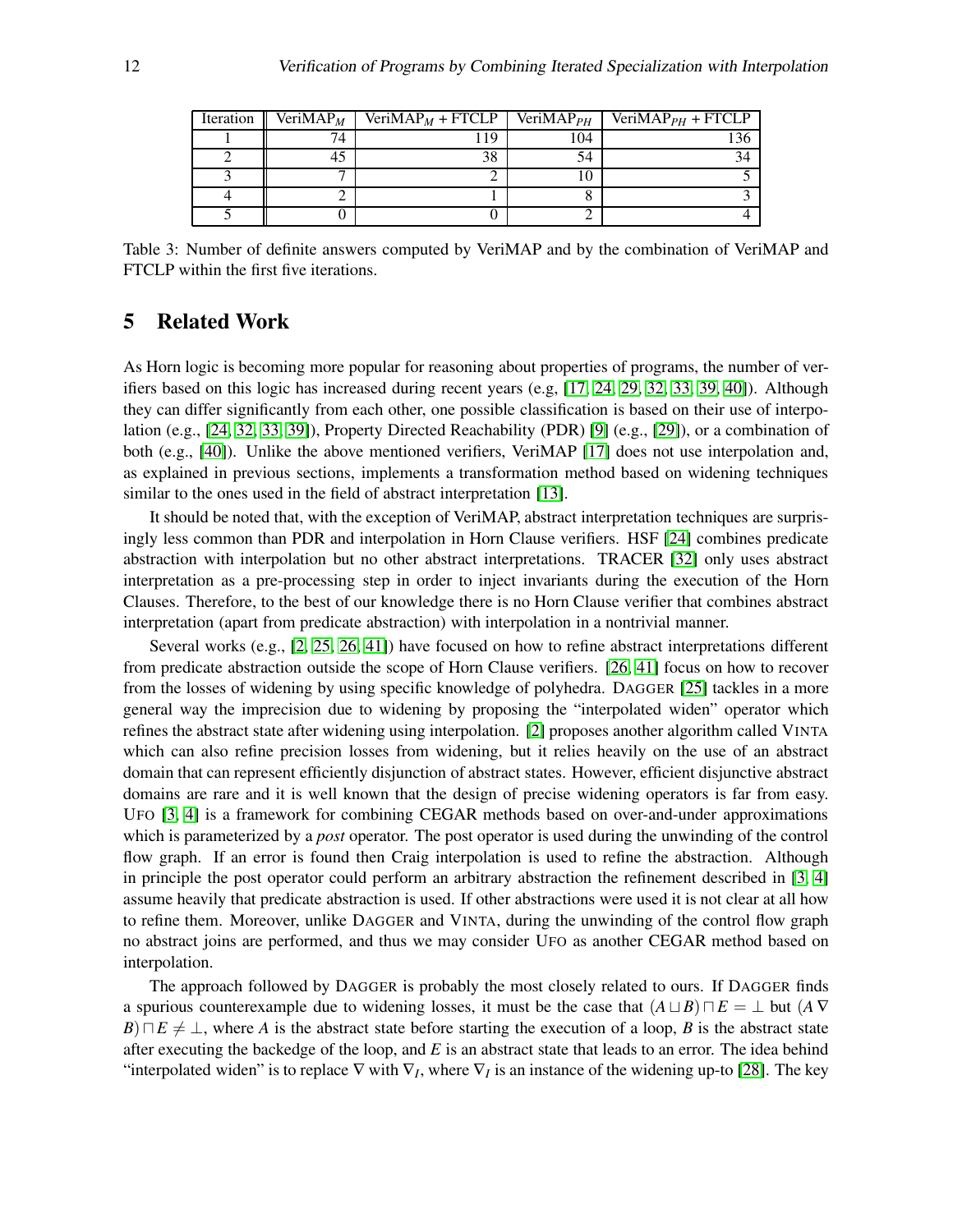| Iteration | VeriMAP$_M$ | VeriMAP$_M$ + FTCLP | VeriMAP$_{PH}$ | VeriMAP$_{PH}$ + FTCLP |
|---|---|---|---|---|
| 1 | 74 | 119 | 104 | 136 |
| 2 | 45 | 38 | 54 | 34 |
| 3 | 7 | 2 | 10 | 5 |
| 4 | 2 | 1 | 8 | 3 |
| 5 | 0 | 0 | 2 | 4 |

Table 3: Number of definite answers computed by VeriMAP and by the combination of VeriMAP and FTCLP within the first five iterations.

## 5 Related Work

As Horn logic is becoming more popular for reasoning about properties of programs, the number of verifiers based on this logic has increased during recent years (e.g, [17, 24, 29, 32, 33, 39, 40]). Although they can differ significantly from each other, one possible classification is based on their use of interpolation (e.g., [24, 32, 33, 39]), Property Directed Reachability (PDR) [9] (e.g., [29]), or a combination of both (e.g., [40]). Unlike the above mentioned verifiers, VeriMAP [17] does not use interpolation and, as explained in previous sections, implements a transformation method based on widening techniques similar to the ones used in the field of abstract interpretation [13].

It should be noted that, with the exception of VeriMAP, abstract interpretation techniques are surprisingly less common than PDR and interpolation in Horn Clause verifiers. HSF [24] combines predicate abstraction with interpolation but no other abstract interpretations. TRACER [32] only uses abstract interpretation as a pre-processing step in order to inject invariants during the execution of the Horn Clauses. Therefore, to the best of our knowledge there is no Horn Clause verifier that combines abstract interpretation (apart from predicate abstraction) with interpolation in a nontrivial manner.

Several works (e.g., [2, 25, 26, 41]) have focused on how to refine abstract interpretations different from predicate abstraction outside the scope of Horn Clause verifiers. [26, 41] focus on how to recover from the losses of widening by using specific knowledge of polyhedra. DAGGER [25] tackles in a more general way the imprecision due to widening by proposing the "interpolated widen" operator which refines the abstract state after widening using interpolation. [2] proposes another algorithm called VINTA which can also refine precision losses from widening, but it relies heavily on the use of an abstract domain that can represent efficiently disjunction of abstract states. However, efficient disjunctive abstract domains are rare and it is well known that the design of precise widening operators is far from easy. UFO [3, 4] is a framework for combining CEGAR methods based on over-and-under approximations which is parameterized by a *post* operator. The post operator is used during the unwinding of the control flow graph. If an error is found then Craig interpolation is used to refine the abstraction. Although in principle the post operator could perform an arbitrary abstraction the refinement described in [3, 4] assume heavily that predicate abstraction is used. If other abstractions were used it is not clear at all how to refine them. Moreover, unlike DAGGER and VINTA, during the unwinding of the control flow graph no abstract joins are performed, and thus we may consider UFO as another CEGAR method based on interpolation.

The approach followed by DAGGER is probably the most closely related to ours. If DAGGER finds a spurious counterexample due to widening losses, it must be the case that $(A \sqcup B) \sqcap E = \bot$ but $(A \nabla B) \sqcap E \neq \bot$, where $A$ is the abstract state before starting the execution of a loop, $B$ is the abstract state after executing the backedge of the loop, and $E$ is an abstract state that leads to an error. The idea behind "interpolated widen" is to replace $\nabla$ with $\nabla_I$, where $\nabla_I$ is an instance of the widening up-to [28]. The key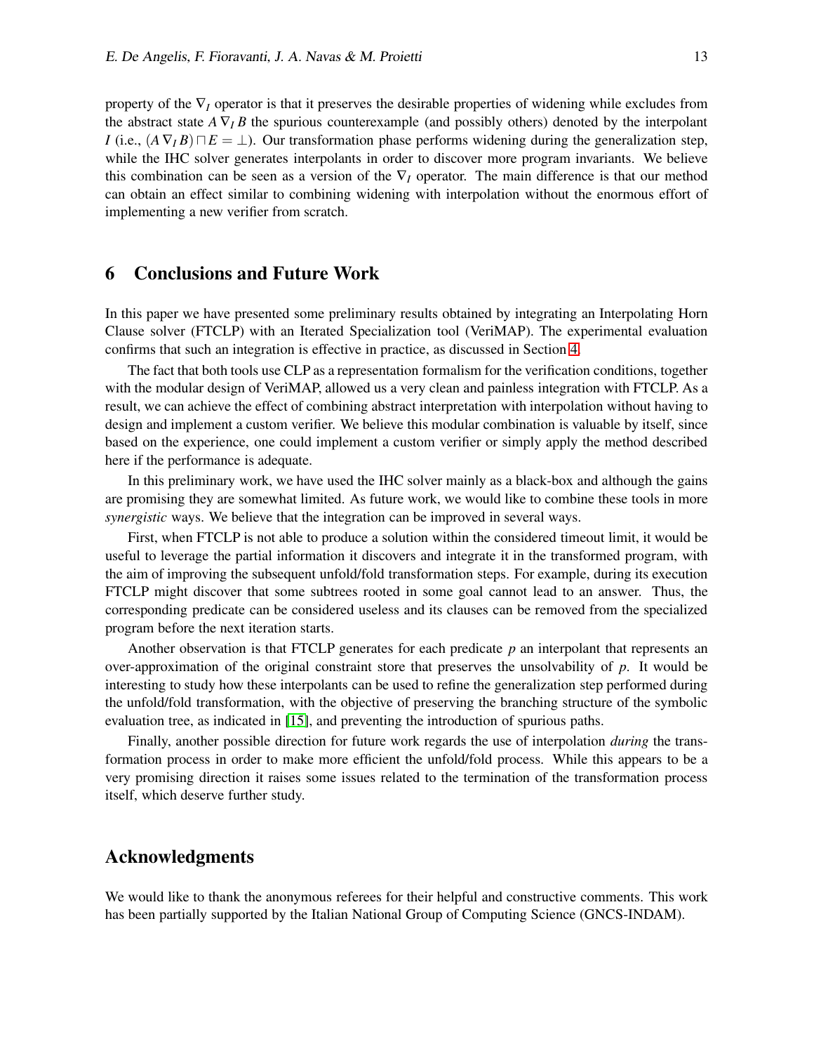property of the $\nabla_I$ operator is that it preserves the desirable properties of widening while excludes from the abstract state $A \nabla_I B$ the spurious counterexample (and possibly others) denoted by the interpolant $I$ (i.e., $(A \nabla_I B) \sqcap E = \bot$). Our transformation phase performs widening during the generalization step, while the IHC solver generates interpolants in order to discover more program invariants. We believe this combination can be seen as a version of the $\nabla_I$ operator. The main difference is that our method can obtain an effect similar to combining widening with interpolation without the enormous effort of implementing a new verifier from scratch.

## 6 Conclusions and Future Work

In this paper we have presented some preliminary results obtained by integrating an Interpolating Horn Clause solver (FTCLP) with an Iterated Specialization tool (VeriMAP). The experimental evaluation confirms that such an integration is effective in practice, as discussed in Section 4.

The fact that both tools use CLP as a representation formalism for the verification conditions, together with the modular design of VeriMAP, allowed us a very clean and painless integration with FTCLP. As a result, we can achieve the effect of combining abstract interpretation with interpolation without having to design and implement a custom verifier. We believe this modular combination is valuable by itself, since based on the experience, one could implement a custom verifier or simply apply the method described here if the performance is adequate.

In this preliminary work, we have used the IHC solver mainly as a black-box and although the gains are promising they are somewhat limited. As future work, we would like to combine these tools in more *synergistic* ways. We believe that the integration can be improved in several ways.

First, when FTCLP is not able to produce a solution within the considered timeout limit, it would be useful to leverage the partial information it discovers and integrate it in the transformed program, with the aim of improving the subsequent unfold/fold transformation steps. For example, during its execution FTCLP might discover that some subtrees rooted in some goal cannot lead to an answer. Thus, the corresponding predicate can be considered useless and its clauses can be removed from the specialized program before the next iteration starts.

Another observation is that FTCLP generates for each predicate $p$ an interpolant that represents an over-approximation of the original constraint store that preserves the unsolvability of $p$. It would be interesting to study how these interpolants can be used to refine the generalization step performed during the unfold/fold transformation, with the objective of preserving the branching structure of the symbolic evaluation tree, as indicated in [15], and preventing the introduction of spurious paths.

Finally, another possible direction for future work regards the use of interpolation *during* the transformation process in order to make more efficient the unfold/fold process. While this appears to be a very promising direction it raises some issues related to the termination of the transformation process itself, which deserve further study.

## Acknowledgments

We would like to thank the anonymous referees for their helpful and constructive comments. This work has been partially supported by the Italian National Group of Computing Science (GNCS-INDAM).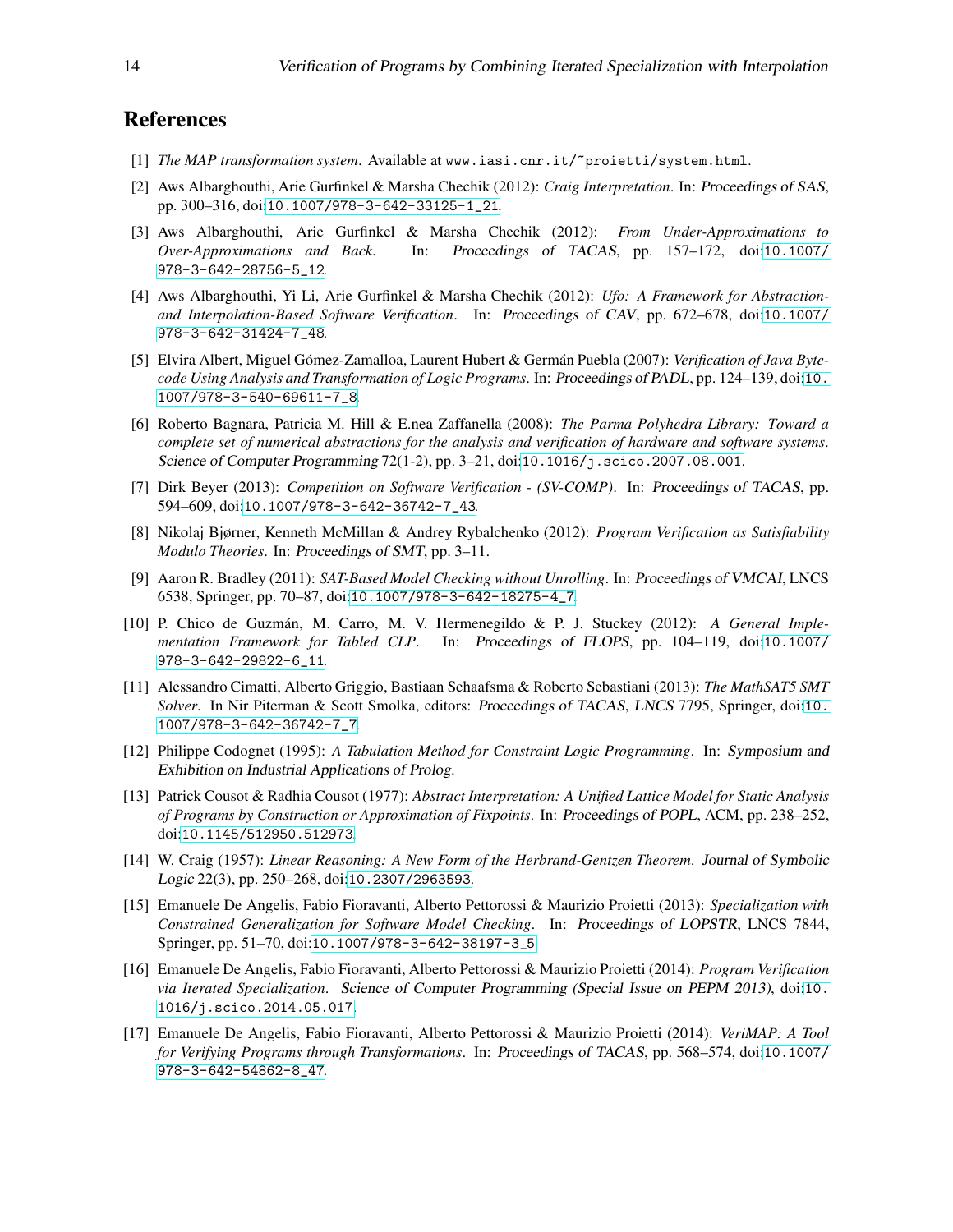## References

[1] *The MAP transformation system*. Available at www.iasi.cnr.it/~proietti/system.html.

[2] Aws Albarghouthi, Arie Gurfinkel & Marsha Chechik (2012): *Craig Interpretation*. In: Proceedings of SAS, pp. 300–316, doi:10.1007/978-3-642-33125-1_21.

[3] Aws Albarghouthi, Arie Gurfinkel & Marsha Chechik (2012): *From Under-Approximations to Over-Approximations and Back*. In: Proceedings of TACAS, pp. 157–172, doi:10.1007/978-3-642-28756-5_12.

[4] Aws Albarghouthi, Yi Li, Arie Gurfinkel & Marsha Chechik (2012): *Ufo: A Framework for Abstraction- and Interpolation-Based Software Verification*. In: Proceedings of CAV, pp. 672–678, doi:10.1007/978-3-642-31424-7_48.

[5] Elvira Albert, Miguel Gómez-Zamalloa, Laurent Hubert & Germán Puebla (2007): *Verification of Java Bytecode Using Analysis and Transformation of Logic Programs*. In: Proceedings of PADL, pp. 124–139, doi:10.1007/978-3-540-69611-7_8.

[6] Roberto Bagnara, Patricia M. Hill & E.nea Zaffanella (2008): *The Parma Polyhedra Library: Toward a complete set of numerical abstractions for the analysis and verification of hardware and software systems*. Science of Computer Programming 72(1-2), pp. 3–21, doi:10.1016/j.scico.2007.08.001.

[7] Dirk Beyer (2013): *Competition on Software Verification - (SV-COMP)*. In: Proceedings of TACAS, pp. 594–609, doi:10.1007/978-3-642-36742-7_43.

[8] Nikolaj Bjørner, Kenneth McMillan & Andrey Rybalchenko (2012): *Program Verification as Satisfiability Modulo Theories*. In: Proceedings of SMT, pp. 3–11.

[9] Aaron R. Bradley (2011): *SAT-Based Model Checking without Unrolling*. In: Proceedings of VMCAI, LNCS 6538, Springer, pp. 70–87, doi:10.1007/978-3-642-18275-4_7.

[10] P. Chico de Guzmán, M. Carro, M. V. Hermenegildo & P. J. Stuckey (2012): *A General Implementation Framework for Tabled CLP*. In: Proceedings of FLOPS, pp. 104–119, doi:10.1007/978-3-642-29822-6_11.

[11] Alessandro Cimatti, Alberto Griggio, Bastiaan Schaafsma & Roberto Sebastiani (2013): *The MathSAT5 SMT Solver*. In Nir Piterman & Scott Smolka, editors: Proceedings of TACAS, LNCS 7795, Springer, doi:10.1007/978-3-642-36742-7_7.

[12] Philippe Codognet (1995): *A Tabulation Method for Constraint Logic Programming*. In: Symposium and Exhibition on Industrial Applications of Prolog.

[13] Patrick Cousot & Radhia Cousot (1977): *Abstract Interpretation: A Unified Lattice Model for Static Analysis of Programs by Construction or Approximation of Fixpoints*. In: Proceedings of POPL, ACM, pp. 238–252, doi:10.1145/512950.512973.

[14] W. Craig (1957): *Linear Reasoning: A New Form of the Herbrand-Gentzen Theorem*. Journal of Symbolic Logic 22(3), pp. 250–268, doi:10.2307/2963593.

[15] Emanuele De Angelis, Fabio Fioravanti, Alberto Pettorossi & Maurizio Proietti (2013): *Specialization with Constrained Generalization for Software Model Checking*. In: Proceedings of LOPSTR, LNCS 7844, Springer, pp. 51–70, doi:10.1007/978-3-642-38197-3_5.

[16] Emanuele De Angelis, Fabio Fioravanti, Alberto Pettorossi & Maurizio Proietti (2014): *Program Verification via Iterated Specialization*. Science of Computer Programming (Special Issue on PEPM 2013), doi:10.1016/j.scico.2014.05.017.

[17] Emanuele De Angelis, Fabio Fioravanti, Alberto Pettorossi & Maurizio Proietti (2014): *VeriMAP: A Tool for Verifying Programs through Transformations*. In: Proceedings of TACAS, pp. 568–574, doi:10.1007/978-3-642-54862-8_47.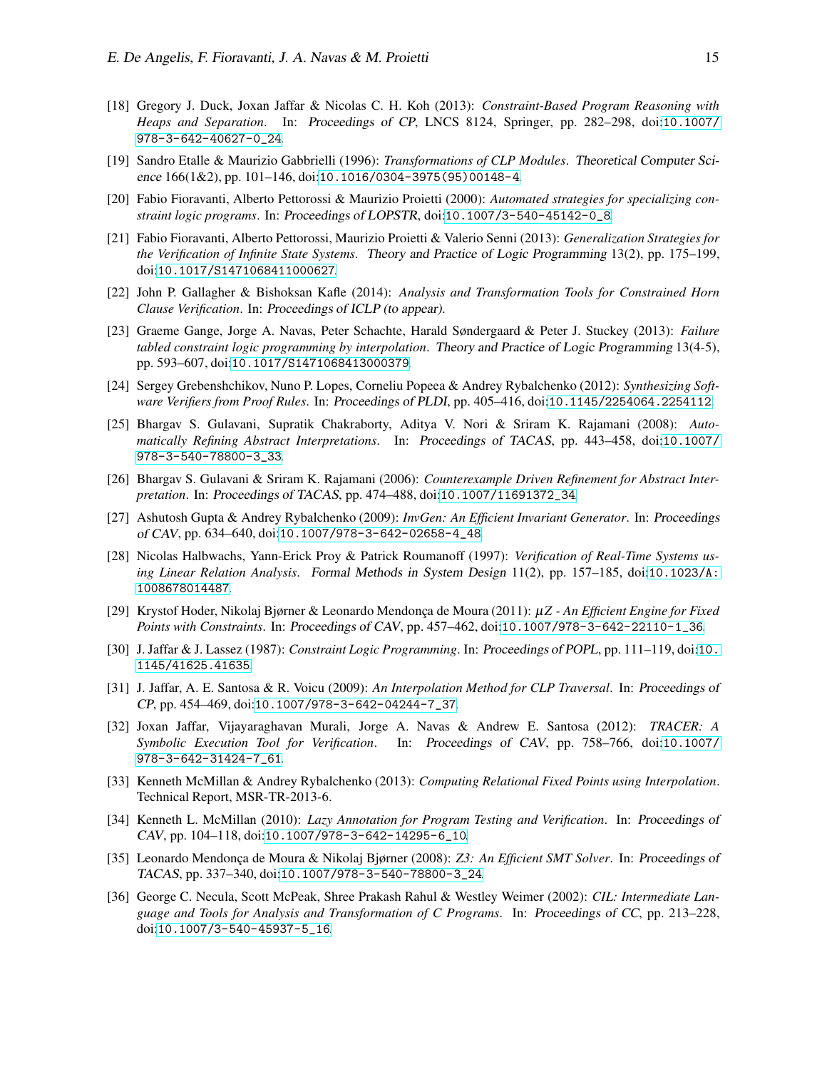[18] Gregory J. Duck, Joxan Jaffar & Nicolas C. H. Koh (2013): *Constraint-Based Program Reasoning with Heaps and Separation*. In: Proceedings of CP, LNCS 8124, Springer, pp. 282–298, doi:10.1007/978-3-642-40627-0_24.

[19] Sandro Etalle & Maurizio Gabbrielli (1996): *Transformations of CLP Modules*. Theoretical Computer Science 166(1&2), pp. 101–146, doi:10.1016/0304-3975(95)00148-4.

[20] Fabio Fioravanti, Alberto Pettorossi & Maurizio Proietti (2000): *Automated strategies for specializing constraint logic programs*. In: Proceedings of LOPSTR, doi:10.1007/3-540-45142-0_8.

[21] Fabio Fioravanti, Alberto Pettorossi, Maurizio Proietti & Valerio Senni (2013): *Generalization Strategies for the Verification of Infinite State Systems*. Theory and Practice of Logic Programming 13(2), pp. 175–199, doi:10.1017/S1471068411000627.

[22] John P. Gallagher & Bishoksan Kafle (2014): *Analysis and Transformation Tools for Constrained Horn Clause Verification*. In: Proceedings of ICLP (to appear).

[23] Graeme Gange, Jorge A. Navas, Peter Schachte, Harald Søndergaard & Peter J. Stuckey (2013): *Failure tabled constraint logic programming by interpolation*. Theory and Practice of Logic Programming 13(4-5), pp. 593–607, doi:10.1017/S1471068413000379.

[24] Sergey Grebenshchikov, Nuno P. Lopes, Corneliu Popeea & Andrey Rybalchenko (2012): *Synthesizing Software Verifiers from Proof Rules*. In: Proceedings of PLDI, pp. 405–416, doi:10.1145/2254064.2254112.

[25] Bhargav S. Gulavani, Supratik Chakraborty, Aditya V. Nori & Sriram K. Rajamani (2008): *Automatically Refining Abstract Interpretations*. In: Proceedings of TACAS, pp. 443–458, doi:10.1007/978-3-540-78800-3_33.

[26] Bhargav S. Gulavani & Sriram K. Rajamani (2006): *Counterexample Driven Refinement for Abstract Interpretation*. In: Proceedings of TACAS, pp. 474–488, doi:10.1007/11691372_34.

[27] Ashutosh Gupta & Andrey Rybalchenko (2009): *InvGen: An Efficient Invariant Generator*. In: Proceedings of CAV, pp. 634–640, doi:10.1007/978-3-642-02658-4_48.

[28] Nicolas Halbwachs, Yann-Erick Proy & Patrick Roumanoff (1997): *Verification of Real-Time Systems using Linear Relation Analysis*. Formal Methods in System Design 11(2), pp. 157–185, doi:10.1023/A:1008678014487.

[29] Krystof Hoder, Nikolaj Bjørner & Leonardo Mendonça de Moura (2011): *$\mu Z$ - An Efficient Engine for Fixed Points with Constraints*. In: Proceedings of CAV, pp. 457–462, doi:10.1007/978-3-642-22110-1_36.

[30] J. Jaffar & J. Lassez (1987): *Constraint Logic Programming*. In: Proceedings of POPL, pp. 111–119, doi:10.1145/41625.41635.

[31] J. Jaffar, A. E. Santosa & R. Voicu (2009): *An Interpolation Method for CLP Traversal*. In: Proceedings of CP, pp. 454–469, doi:10.1007/978-3-642-04244-7_37.

[32] Joxan Jaffar, Vijayaraghavan Murali, Jorge A. Navas & Andrew E. Santosa (2012): *TRACER: A Symbolic Execution Tool for Verification*. In: Proceedings of CAV, pp. 758–766, doi:10.1007/978-3-642-31424-7_61.

[33] Kenneth McMillan & Andrey Rybalchenko (2013): *Computing Relational Fixed Points using Interpolation*. Technical Report, MSR-TR-2013-6.

[34] Kenneth L. McMillan (2010): *Lazy Annotation for Program Testing and Verification*. In: Proceedings of CAV, pp. 104–118, doi:10.1007/978-3-642-14295-6_10.

[35] Leonardo Mendonça de Moura & Nikolaj Bjørner (2008): *Z3: An Efficient SMT Solver*. In: Proceedings of TACAS, pp. 337–340, doi:10.1007/978-3-540-78800-3_24.

[36] George C. Necula, Scott McPeak, Shree Prakash Rahul & Westley Weimer (2002): *CIL: Intermediate Language and Tools for Analysis and Transformation of C Programs*. In: Proceedings of CC, pp. 213–228, doi:10.1007/3-540-45937-5_16.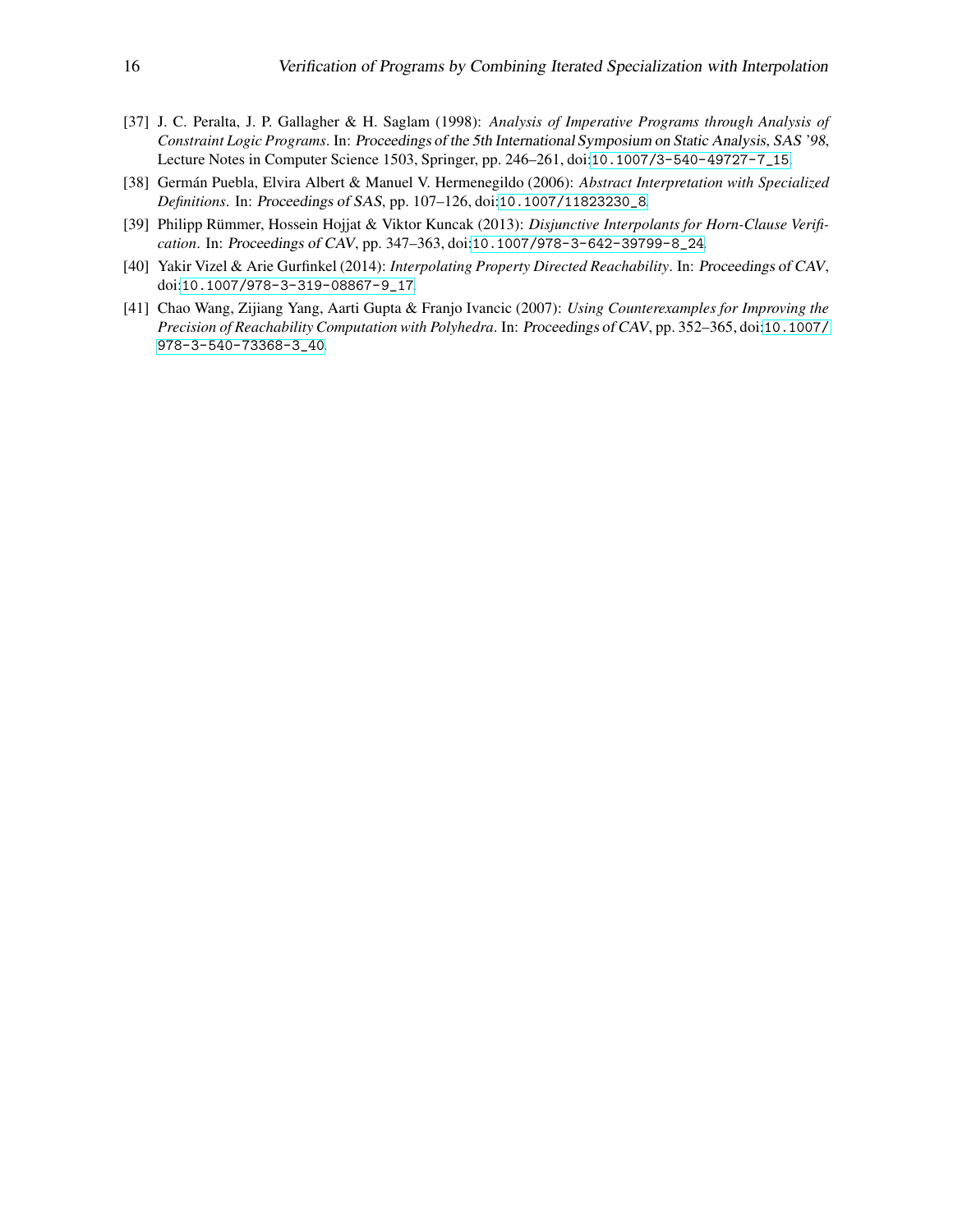[37] J. C. Peralta, J. P. Gallagher & H. Saglam (1998): *Analysis of Imperative Programs through Analysis of Constraint Logic Programs*. In: Proceedings of the 5th International Symposium on Static Analysis, *SAS '98*, Lecture Notes in Computer Science 1503, Springer, pp. 246–261, doi:10.1007/3-540-49727-7_15.

[38] Germán Puebla, Elvira Albert & Manuel V. Hermenegildo (2006): *Abstract Interpretation with Specialized Definitions*. In: Proceedings of SAS, pp. 107–126, doi:10.1007/11823230_8.

[39] Philipp Rümmer, Hossein Hojjat & Viktor Kuncak (2013): *Disjunctive Interpolants for Horn-Clause Verification*. In: Proceedings of CAV, pp. 347–363, doi:10.1007/978-3-642-39799-8_24.

[40] Yakir Vizel & Arie Gurfinkel (2014): *Interpolating Property Directed Reachability*. In: Proceedings of CAV, doi:10.1007/978-3-319-08867-9_17.

[41] Chao Wang, Zijiang Yang, Aarti Gupta & Franjo Ivancic (2007): *Using Counterexamples for Improving the Precision of Reachability Computation with Polyhedra*. In: Proceedings of CAV, pp. 352–365, doi:10.1007/978-3-540-73368-3_40.